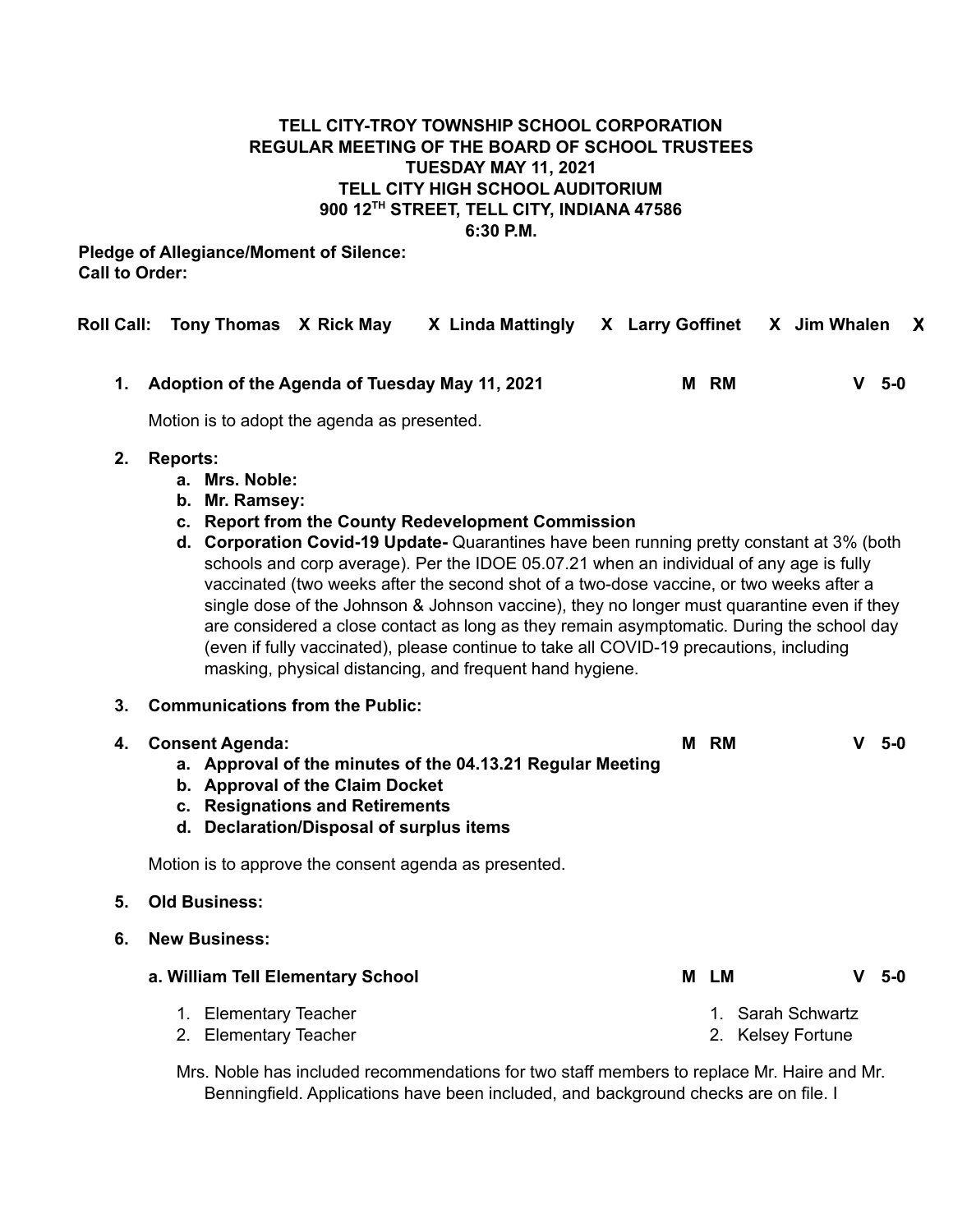**TELL CITY-TROY TOWNSHIP SCHOOL CORPORATION**
**REGULAR MEETING OF THE BOARD OF SCHOOL TRUSTEES**
**TUESDAY MAY 11, 2021**
**TELL CITY HIGH SCHOOL AUDITORIUM**
**900 12TH STREET, TELL CITY, INDIANA 47586**
**6:30 P.M.**

**Pledge of Allegiance/Moment of Silence:**
**Call to Order:**

**Roll Call:** **Tony Thomas** X **Rick May** X **Linda Mattingly** X **Larry Goffinet** X **Jim Whalen** X

1. **Adoption of the Agenda of Tuesday May 11, 2021** **M RM** **V 5-0**

   Motion is to adopt the agenda as presented.

2. **Reports:**
   a. **Mrs. Noble:**
   b. **Mr. Ramsey:**
   c. **Report from the County Redevelopment Commission**
   d. **Corporation Covid-19 Update-** Quarantines have been running pretty constant at 3% (both schools and corp average). Per the IDOE 05.07.21 when an individual of any age is fully vaccinated (two weeks after the second shot of a two-dose vaccine, or two weeks after a single dose of the Johnson & Johnson vaccine), they no longer must quarantine even if they are considered a close contact as long as they remain asymptomatic. During the school day (even if fully vaccinated), please continue to take all COVID-19 precautions, including masking, physical distancing, and frequent hand hygiene.

3. **Communications from the Public:**

4. **Consent Agenda:** **M RM** **V 5-0**
   a. **Approval of the minutes of the 04.13.21 Regular Meeting**
   b. **Approval of the Claim Docket**
   c. **Resignations and Retirements**
   d. **Declaration/Disposal of surplus items**

   Motion is to approve the consent agenda as presented.

5. **Old Business:**

6. **New Business:**

   **a. William Tell Elementary School** **M LM** **V 5-0**

   1. Elementary Teacher — 1. Sarah Schwartz
   2. Elementary Teacher — 2. Kelsey Fortune

   Mrs. Noble has included recommendations for two staff members to replace Mr. Haire and Mr. Benningfield. Applications have been included, and background checks are on file. I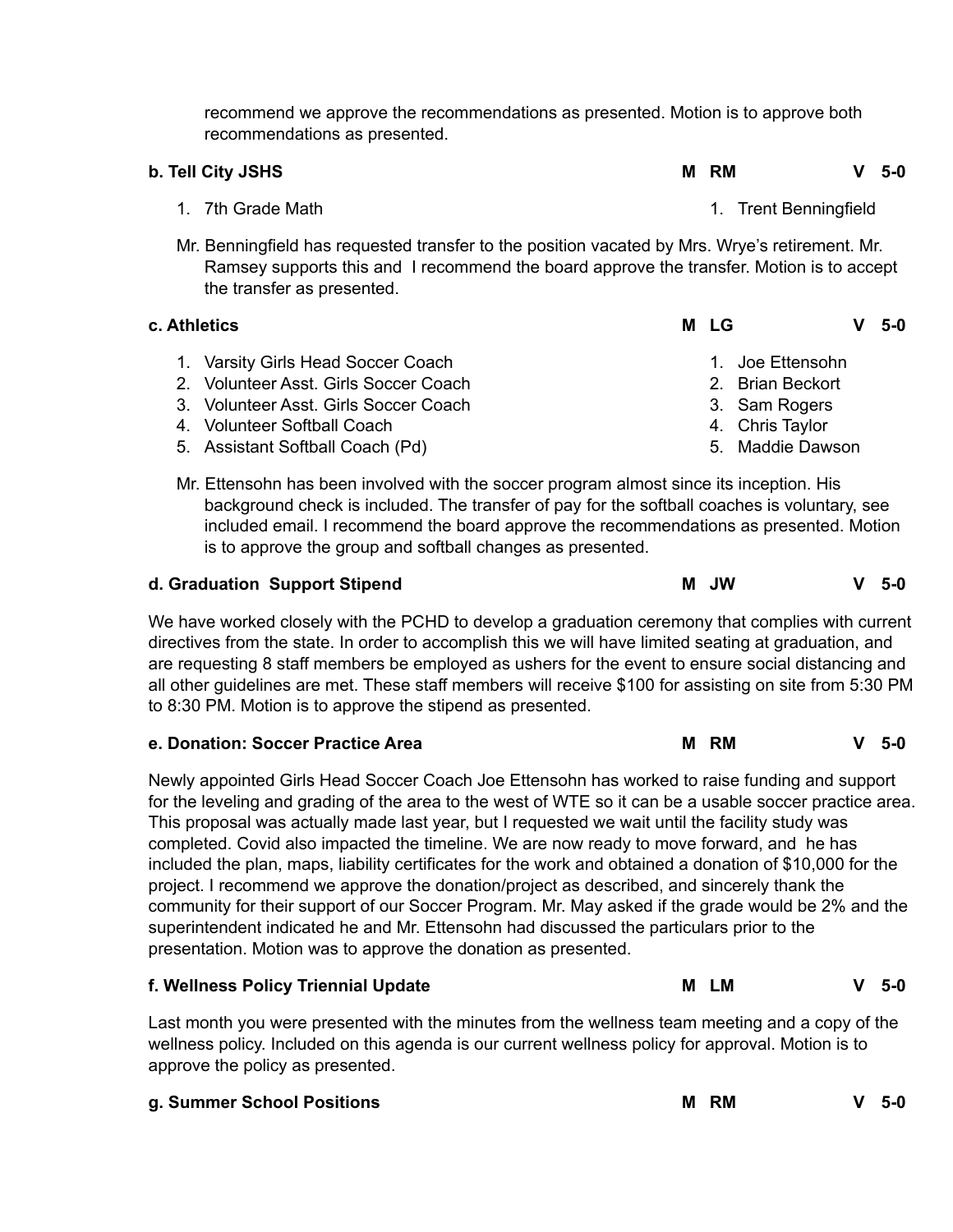recommend we approve the recommendations as presented. Motion is to approve both recommendations as presented.

**b. Tell City JSHS** **M RM** **V 5-0**

1. 7th Grade Math — 1. Trent Benningfield

Mr. Benningfield has requested transfer to the position vacated by Mrs. Wrye's retirement. Mr. Ramsey supports this and I recommend the board approve the transfer. Motion is to accept the transfer as presented.

**c. Athletics** **M LG** **V 5-0**

1. Varsity Girls Head Soccer Coach — 1. Joe Ettensohn
2. Volunteer Asst. Girls Soccer Coach — 2. Brian Beckort
3. Volunteer Asst. Girls Soccer Coach — 3. Sam Rogers
4. Volunteer Softball Coach — 4. Chris Taylor
5. Assistant Softball Coach (Pd) — 5. Maddie Dawson

Mr. Ettensohn has been involved with the soccer program almost since its inception. His background check is included. The transfer of pay for the softball coaches is voluntary, see included email. I recommend the board approve the recommendations as presented. Motion is to approve the group and softball changes as presented.

**d. Graduation Support Stipend** **M JW** **V 5-0**

We have worked closely with the PCHD to develop a graduation ceremony that complies with current directives from the state. In order to accomplish this we will have limited seating at graduation, and are requesting 8 staff members be employed as ushers for the event to ensure social distancing and all other guidelines are met. These staff members will receive $100 for assisting on site from 5:30 PM to 8:30 PM. Motion is to approve the stipend as presented.

**e. Donation: Soccer Practice Area** **M RM** **V 5-0**

Newly appointed Girls Head Soccer Coach Joe Ettensohn has worked to raise funding and support for the leveling and grading of the area to the west of WTE so it can be a usable soccer practice area. This proposal was actually made last year, but I requested we wait until the facility study was completed. Covid also impacted the timeline. We are now ready to move forward, and he has included the plan, maps, liability certificates for the work and obtained a donation of $10,000 for the project. I recommend we approve the donation/project as described, and sincerely thank the community for their support of our Soccer Program. Mr. May asked if the grade would be 2% and the superintendent indicated he and Mr. Ettensohn had discussed the particulars prior to the presentation. Motion was to approve the donation as presented.

**f. Wellness Policy Triennial Update** **M LM** **V 5-0**

Last month you were presented with the minutes from the wellness team meeting and a copy of the wellness policy. Included on this agenda is our current wellness policy for approval. Motion is to approve the policy as presented.

**g. Summer School Positions** **M RM** **V 5-0**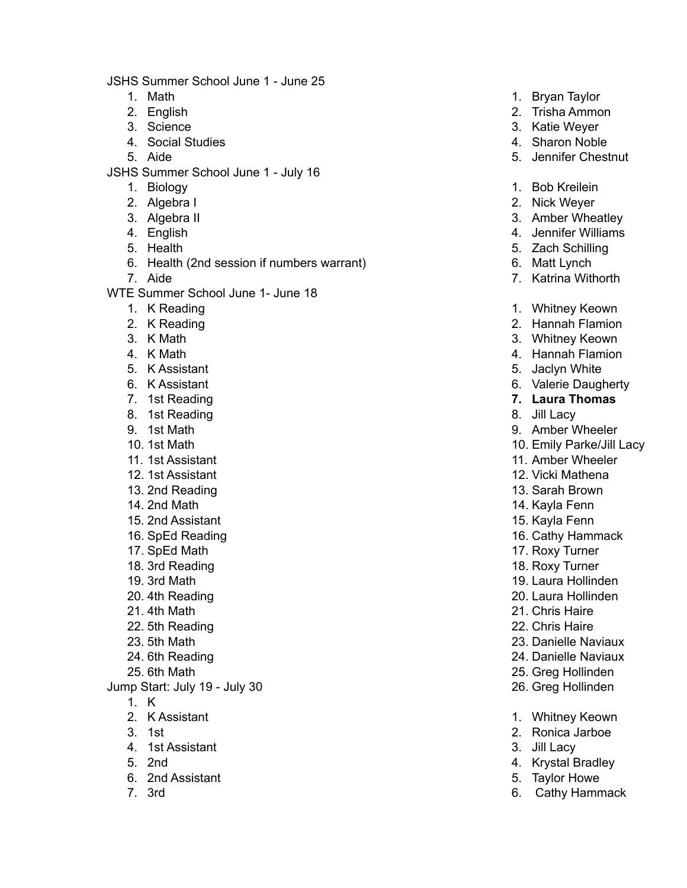JSHS Summer School June 1 - June 25

1. Math
2. English
3. Science
4. Social Studies
5. Aide

1. Bryan Taylor
2. Trisha Ammon
3. Katie Weyer
4. Sharon Noble
5. Jennifer Chestnut

JSHS Summer School June 1 - July 16

1. Biology
2. Algebra I
3. Algebra II
4. English
5. Health
6. Health (2nd session if numbers warrant)
7. Aide

1. Bob Kreilein
2. Nick Weyer
3. Amber Wheatley
4. Jennifer Williams
5. Zach Schilling
6. Matt Lynch
7. Katrina Withorth

WTE Summer School June 1- June 18

1. K Reading
2. K Reading
3. K Math
4. K Math
5. K Assistant
6. K Assistant
7. 1st Reading
8. 1st Reading
9. 1st Math
10. 1st Math
11. 1st Assistant
12. 1st Assistant
13. 2nd Reading
14. 2nd Math
15. 2nd Assistant
16. SpEd Reading
17. SpEd Math
18. 3rd Reading
19. 3rd Math
20. 4th Reading
21. 4th Math
22. 5th Reading
23. 5th Math
24. 6th Reading
25. 6th Math

1. Whitney Keown
2. Hannah Flamion
3. Whitney Keown
4. Hannah Flamion
5. Jaclyn White
6. Valerie Daugherty
7. **Laura Thomas**
8. Jill Lacy
9. Amber Wheeler
10. Emily Parke/Jill Lacy
11. Amber Wheeler
12. Vicki Mathena
13. Sarah Brown
14. Kayla Fenn
15. Kayla Fenn
16. Cathy Hammack
17. Roxy Turner
18. Roxy Turner
19. Laura Hollinden
20. Laura Hollinden
21. Chris Haire
22. Chris Haire
23. Danielle Naviaux
24. Danielle Naviaux
25. Greg Hollinden
26. Greg Hollinden

Jump Start: July 19 - July 30

1. K
2. K Assistant
3. 1st
4. 1st Assistant
5. 2nd
6. 2nd Assistant
7. 3rd

1. Whitney Keown
2. Ronica Jarboe
3. Jill Lacy
4. Krystal Bradley
5. Taylor Howe
6. Cathy Hammack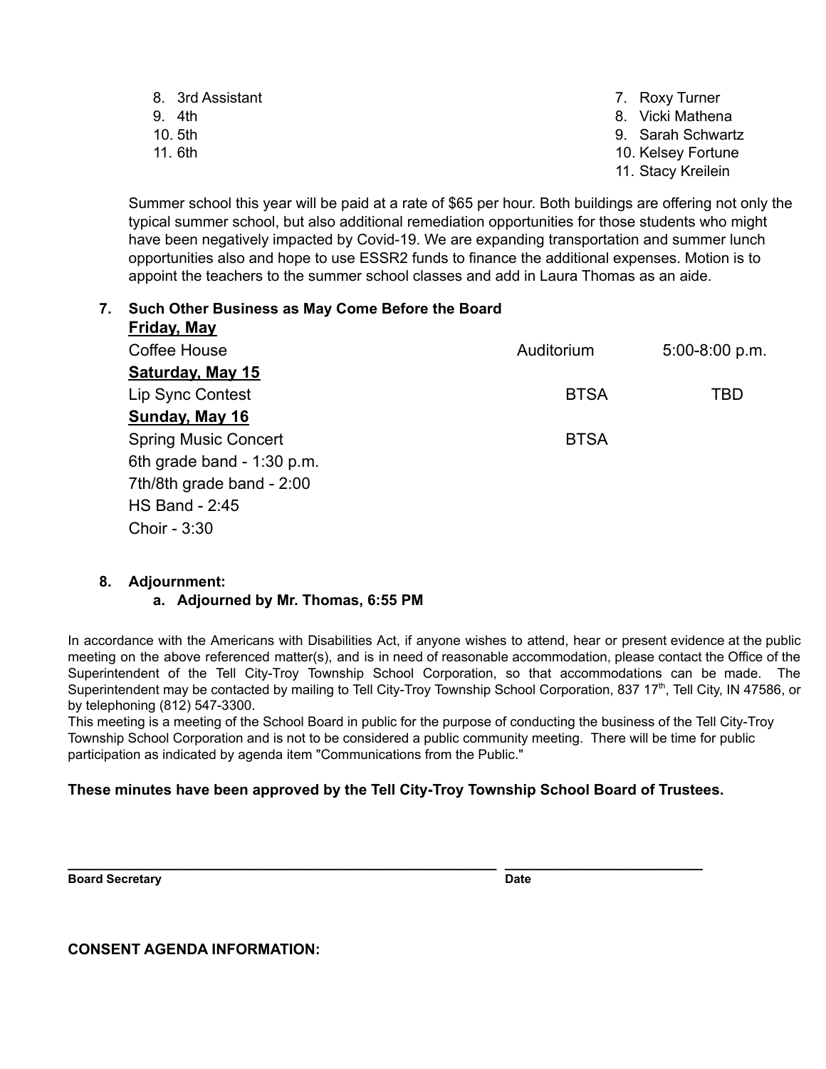8. 3rd Assistant
9. 4th
10. 5th
11. 6th

7. Roxy Turner
8. Vicki Mathena
9. Sarah Schwartz
10. Kelsey Fortune
11. Stacy Kreilein

Summer school this year will be paid at a rate of $65 per hour. Both buildings are offering not only the typical summer school, but also additional remediation opportunities for those students who might have been negatively impacted by Covid-19. We are expanding transportation and summer lunch opportunities also and hope to use ESSR2 funds to finance the additional expenses. Motion is to appoint the teachers to the summer school classes and add in Laura Thomas as an aide.

**7. Such Other Business as May Come Before the Board**

**Friday, May**

| | | |
|---|---|---|
| Coffee House | Auditorium | 5:00-8:00 p.m. |

**Saturday, May 15**

| | | |
|---|---|---|
| Lip Sync Contest | BTSA | TBD |

**Sunday, May 16**

| | | |
|---|---|---|
| Spring Music Concert | BTSA | |

6th grade band - 1:30 p.m.
7th/8th grade band - 2:00
HS Band - 2:45
Choir - 3:30

**8. Adjournment:**

**a. Adjourned by Mr. Thomas, 6:55 PM**

In accordance with the Americans with Disabilities Act, if anyone wishes to attend, hear or present evidence at the public meeting on the above referenced matter(s), and is in need of reasonable accommodation, please contact the Office of the Superintendent of the Tell City-Troy Township School Corporation, so that accommodations can be made. The Superintendent may be contacted by mailing to Tell City-Troy Township School Corporation, 837 17th, Tell City, IN 47586, or by telephoning (812) 547-3300.

This meeting is a meeting of the School Board in public for the purpose of conducting the business of the Tell City-Troy Township School Corporation and is not to be considered a public community meeting. There will be time for public participation as indicated by agenda item "Communications from the Public."

**These minutes have been approved by the Tell City-Troy Township School Board of Trustees.**

_______________________________________ ____________________

**Board Secretary** **Date**

**CONSENT AGENDA INFORMATION:**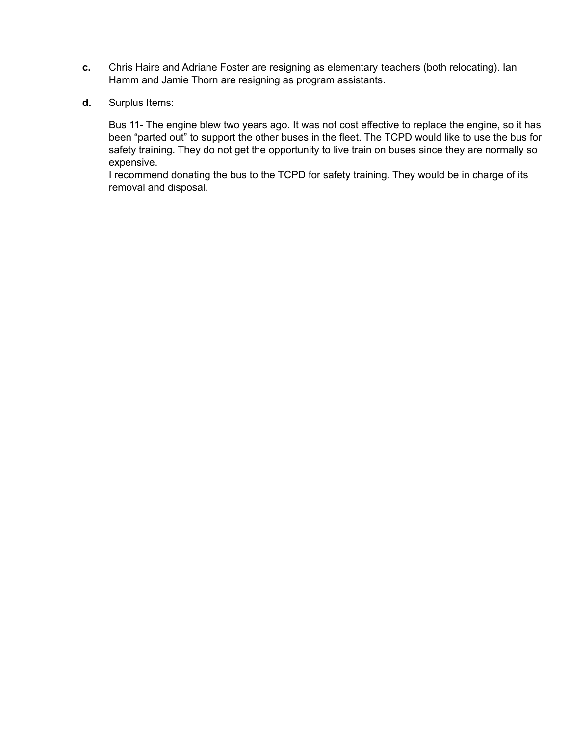**c.** Chris Haire and Adriane Foster are resigning as elementary teachers (both relocating). Ian Hamm and Jamie Thorn are resigning as program assistants.

**d.** Surplus Items:

Bus 11- The engine blew two years ago. It was not cost effective to replace the engine, so it has been “parted out” to support the other buses in the fleet. The TCPD would like to use the bus for safety training. They do not get the opportunity to live train on buses since they are normally so expensive.
I recommend donating the bus to the TCPD for safety training. They would be in charge of its removal and disposal.